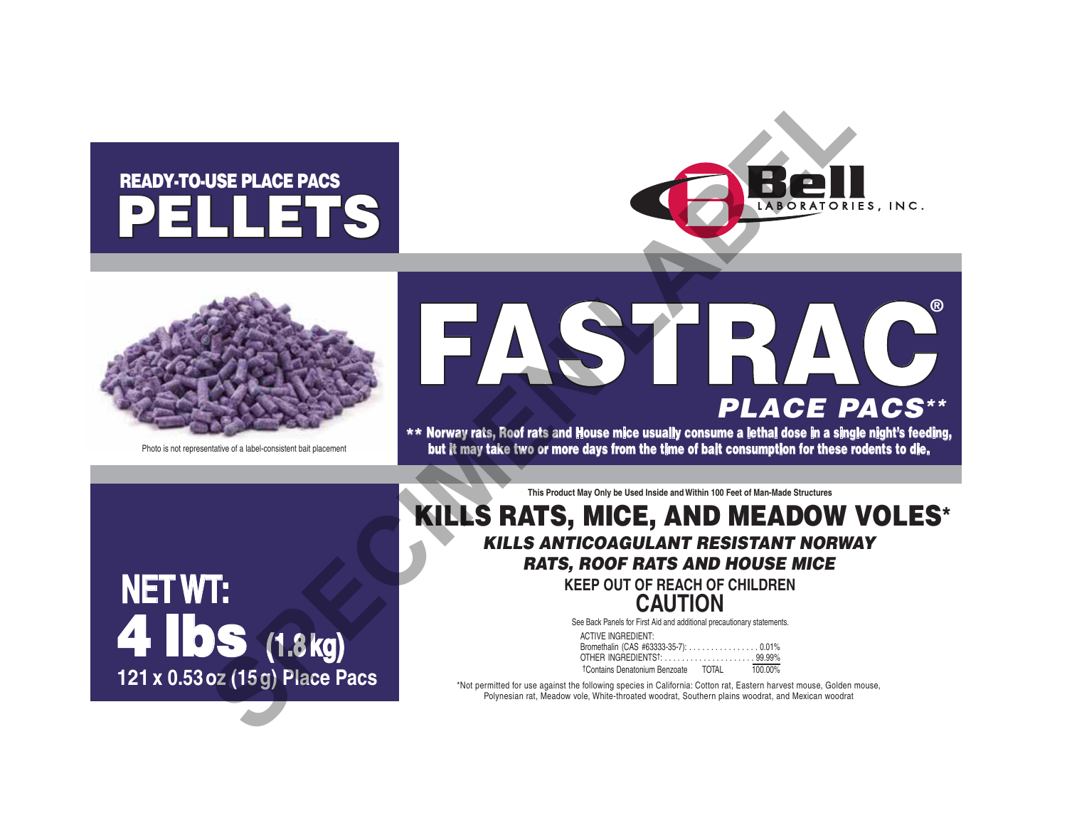## READY-TO-USE PLACE PACS

# PELLETS

Bell LABORATORIES, INC.

Photo is not representative of a label-consistent bait placement

# FASTRAC®

## PLACE PACS**

** Norway rats, Roof rats and House mice usually consume a lethal dose in a single night's feeding, but it may take two or more days from the time of bait consumption for these rodents to die.

SPECIMEN LABEL

**NET WT:**

**4 lbs (1.8 kg)**

**121 x 0.53 oz (15 g) Place Pacs**

**This Product May Only be Used Inside and Within 100 Feet of Man-Made Structures**

## KILLS RATS, MICE, AND MEADOW VOLES*

***KILLS ANTICOAGULANT RESISTANT NORWAY RATS, ROOF RATS AND HOUSE MICE***

**KEEP OUT OF REACH OF CHILDREN**

## CAUTION

See Back Panels for First Aid and additional precautionary statements.

| ACTIVE INGREDIENT: | |
|---|---|
| Bromethalin (CAS #63333-35-7): | 0.01% |
| OTHER INGREDIENTS†: | 99.99% |
| †Contains Denatonium Benzoate TOTAL | 100.00% |

*Not permitted for use against the following species in California: Cotton rat, Eastern harvest mouse, Golden mouse, Polynesian rat, Meadow vole, White-throated woodrat, Southern plains woodrat, and Mexican woodrat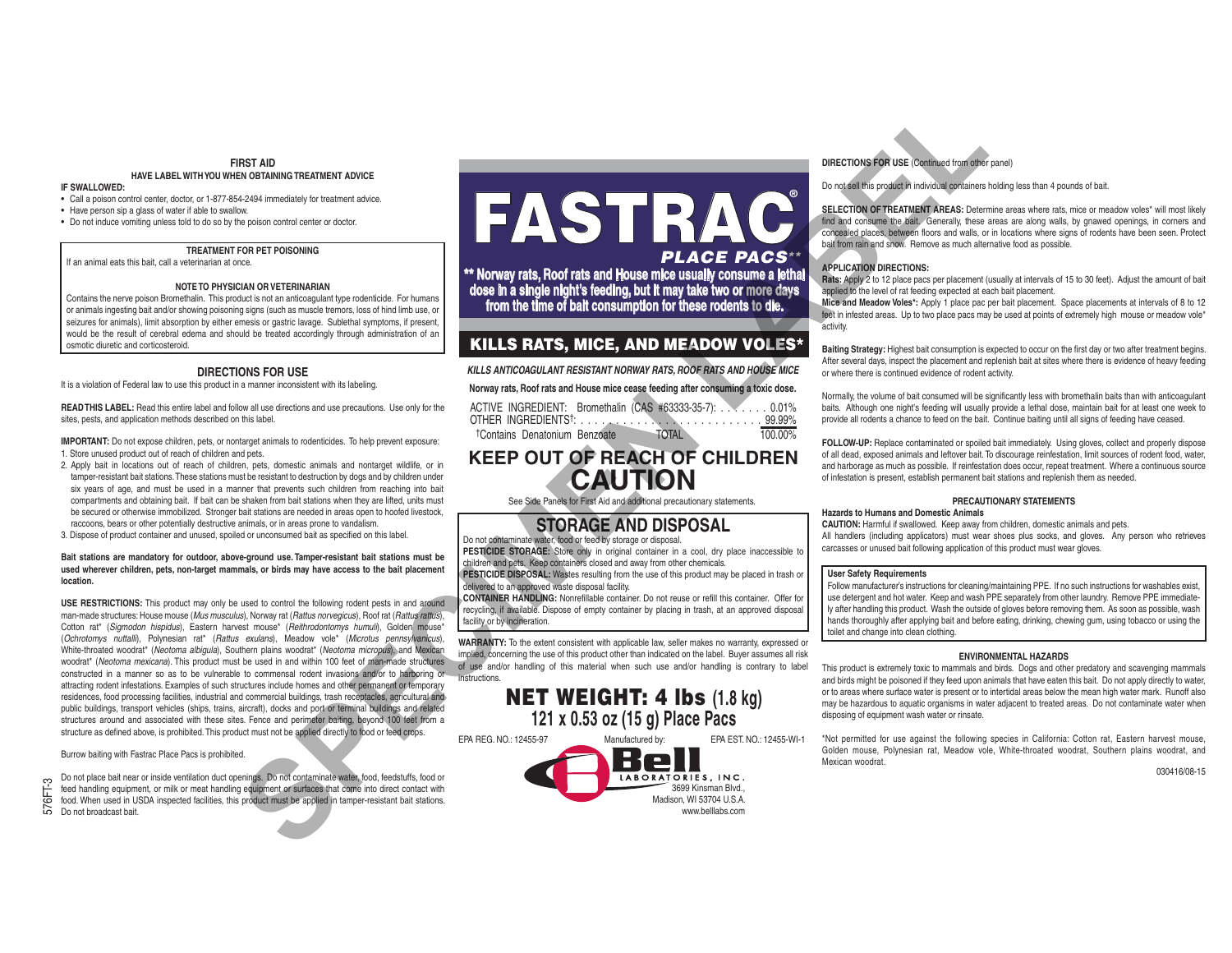## FIRST AID

**HAVE LABEL WITH YOU WHEN OBTAINING TREATMENT ADVICE**

**IF SWALLOWED:**

- Call a poison control center, doctor, or 1-877-854-2494 immediately for treatment advice.
- Have person sip a glass of water if able to swallow.
- Do not induce vomiting unless told to do so by the poison control center or doctor.

**TREATMENT FOR PET POISONING**

If an animal eats this bait, call a veterinarian at once.

**NOTE TO PHYSICIAN OR VETERINARIAN**

Contains the nerve poison Bromethalin. This product is not an anticoagulant type rodenticide. For humans or animals ingesting bait and/or showing poisoning signs (such as muscle tremors, loss of hind limb use, or seizures for animals), limit absorption by either emesis or gastric lavage. Sublethal symptoms, if present, would be the result of cerebral edema and should be treated accordingly through administration of an osmotic diuretic and corticosteroid.

## DIRECTIONS FOR USE

It is a violation of Federal law to use this product in a manner inconsistent with its labeling.

**READ THIS LABEL:** Read this entire label and follow all use directions and use precautions. Use only for the sites, pests, and application methods described on this label.

**IMPORTANT:** Do not expose children, pets, or nontarget animals to rodenticides. To help prevent exposure:

1. Store unused product out of reach of children and pets.
2. Apply bait in locations out of reach of children, pets, domestic animals and nontarget wildlife, or in tamper-resistant bait stations. These stations must be resistant to destruction by dogs and by children under six years of age, and must be used in a manner that prevents such children from reaching into bait compartments and obtaining bait. If bait can be shaken from bait stations when they are lifted, units must be secured or otherwise immobilized. Stronger bait stations are needed in areas open to hoofed livestock, raccoons, bears or other potentially destructive animals, or in areas prone to vandalism.
3. Dispose of product container and unused, spoiled or unconsumed bait as specified on this label.

**Bait stations are mandatory for outdoor, above-ground use. Tamper-resistant bait stations must be used wherever children, pets, non-target mammals, or birds may have access to the bait placement location.**

**USE RESTRICTIONS:** This product may only be used to control the following rodent pests in and around man-made structures: House mouse (*Mus musculus*), Norway rat (*Rattus norvegicus*), Roof rat (*Rattus rattus*), Cotton rat* (*Sigmodon hispidus*), Eastern harvest mouse* (*Reithrodontomys humuli*), Golden mouse* (*Ochrotomys nuttalli*), Polynesian rat* (*Rattus exulans*), Meadow vole* (*Microtus pennsylvanicus*), White-throated woodrat* (*Neotoma albigula*), Southern plains woodrat* (*Neotoma micropus*) and Mexican woodrat* (*Neotoma mexicana*). This product must be used in and within 100 feet of man-made structures constructed in a manner so as to be vulnerable to commensal rodent invasions and/or to harboring or attracting rodent infestations. Examples of such structures include homes and other permanent or temporary residences, food processing facilities, industrial and commercial buildings, trash receptacles, agricultural and public buildings, transport vehicles (ships, trains, aircraft), docks and port or terminal buildings and related structures around and associated with these sites. Fence and perimeter baiting, beyond 100 feet from a structure as defined above, is prohibited. This product must not be applied directly to food or feed crops.

Burrow baiting with Fastrac Place Pacs is prohibited.

Do not place bait near or inside ventilation duct openings. Do not contaminate water, food, feedstuffs, food or feed handling equipment, or milk or meat handling equipment or surfaces that come into direct contact with food. When used in USDA inspected facilities, this product must be applied in tamper-resistant bait stations. Do not broadcast bait.

576FT-3

# FASTRAC®

## PLACE PACS**

**** Norway rats, Roof rats and House mice usually consume a lethal dose in a single night's feeding, but it may take two or more days from the time of bait consumption for these rodents to die.**

## KILLS RATS, MICE, AND MEADOW VOLES*

***KILLS ANTICOAGULANT RESISTANT NORWAY RATS, ROOF RATS AND HOUSE MICE***

**Norway rats, Roof rats and House mice cease feeding after consuming a toxic dose.**

| | |
|---|---|
| ACTIVE INGREDIENT: Bromethalin (CAS #63333-35-7): | 0.01% |
| OTHER INGREDIENTS†: | 99.99% |
| †Contains Denatonium Benzoate TOTAL | 100.00% |

## KEEP OUT OF REACH OF CHILDREN
## CAUTION

See Side Panels for First Aid and additional precautionary statements.

## STORAGE AND DISPOSAL

Do not contaminate water, food or feed by storage or disposal.

**PESTICIDE STORAGE:** Store only in original container in a cool, dry place inaccessible to children and pets. Keep containers closed and away from other chemicals.

**PESTICIDE DISPOSAL:** Wastes resulting from the use of this product may be placed in trash or delivered to an approved waste disposal facility.

**CONTAINER HANDLING:** Nonrefillable container. Do not reuse or refill this container. Offer for recycling, if available. Dispose of empty container by placing in trash, at an approved disposal facility or by incineration.

**WARRANTY:** To the extent consistent with applicable law, seller makes no warranty, expressed or implied, concerning the use of this product other than indicated on the label. Buyer assumes all risk of use and/or handling of this material when such use and/or handling is contrary to label instructions.

## NET WEIGHT: 4 lbs (1.8 kg)
### 121 x 0.53 oz (15 g) Place Pacs

EPA REG. NO.: 12455-97 Manufactured by: EPA EST. NO.: 12455-WI-1

Bell LABORATORIES, INC.
3699 Kinsman Blvd.,
Madison, WI 53704 U.S.A.
www.belllabs.com

**DIRECTIONS FOR USE** (Continued from other panel)

Do not sell this product in individual containers holding less than 4 pounds of bait.

**SELECTION OF TREATMENT AREAS:** Determine areas where rats, mice or meadow voles* will most likely find and consume the bait. Generally, these areas are along walls, by gnawed openings, in corners and concealed places, between floors and walls, or in locations where signs of rodents have been seen. Protect bait from rain and snow. Remove as much alternative food as possible.

**APPLICATION DIRECTIONS:**

**Rats:** Apply 2 to 12 place pacs per placement (usually at intervals of 15 to 30 feet). Adjust the amount of bait applied to the level of rat feeding expected at each bait placement.

**Mice and Meadow Voles*:** Apply 1 place pac per bait placement. Space placements at intervals of 8 to 12 feet in infested areas. Up to two place pacs may be used at points of extremely high mouse or meadow vole* activity.

**Baiting Strategy:** Highest bait consumption is expected to occur on the first day or two after treatment begins. After several days, inspect the placement and replenish bait at sites where there is evidence of heavy feeding or where there is continued evidence of rodent activity.

Normally, the volume of bait consumed will be significantly less with bromethalin baits than with anticoagulant baits. Although one night's feeding will usually provide a lethal dose, maintain bait for at least one week to provide all rodents a chance to feed on the bait. Continue baiting until all signs of feeding have ceased.

**FOLLOW-UP:** Replace contaminated or spoiled bait immediately. Using gloves, collect and properly dispose of all dead, exposed animals and leftover bait. To discourage reinfestation, limit sources of rodent food, water, and harborage as much as possible. If reinfestation does occur, repeat treatment. Where a continuous source of infestation is present, establish permanent bait stations and replenish them as needed.

## PRECAUTIONARY STATEMENTS

**Hazards to Humans and Domestic Animals**

**CAUTION:** Harmful if swallowed. Keep away from children, domestic animals and pets.

All handlers (including applicators) must wear shoes plus socks, and gloves. Any person who retrieves carcasses or unused bait following application of this product must wear gloves.

**User Safety Requirements**

Follow manufacturer's instructions for cleaning/maintaining PPE. If no such instructions for washables exist, use detergent and hot water. Keep and wash PPE separately from other laundry. Remove PPE immediately after handling this product. Wash the outside of gloves before removing them. As soon as possible, wash hands thoroughly after applying bait and before eating, drinking, chewing gum, using tobacco or using the toilet and change into clean clothing.

**ENVIRONMENTAL HAZARDS**

This product is extremely toxic to mammals and birds. Dogs and other predatory and scavenging mammals and birds might be poisoned if they feed upon animals that have eaten this bait. Do not apply directly to water, or to areas where surface water is present or to intertidal areas below the mean high water mark. Runoff also may be hazardous to aquatic organisms in water adjacent to treated areas. Do not contaminate water when disposing of equipment wash water or rinsate.

*Not permitted for use against the following species in California: Cotton rat, Eastern harvest mouse, Golden mouse, Polynesian rat, Meadow vole, White-throated woodrat, Southern plains woodrat, and Mexican woodrat.

030416/08-15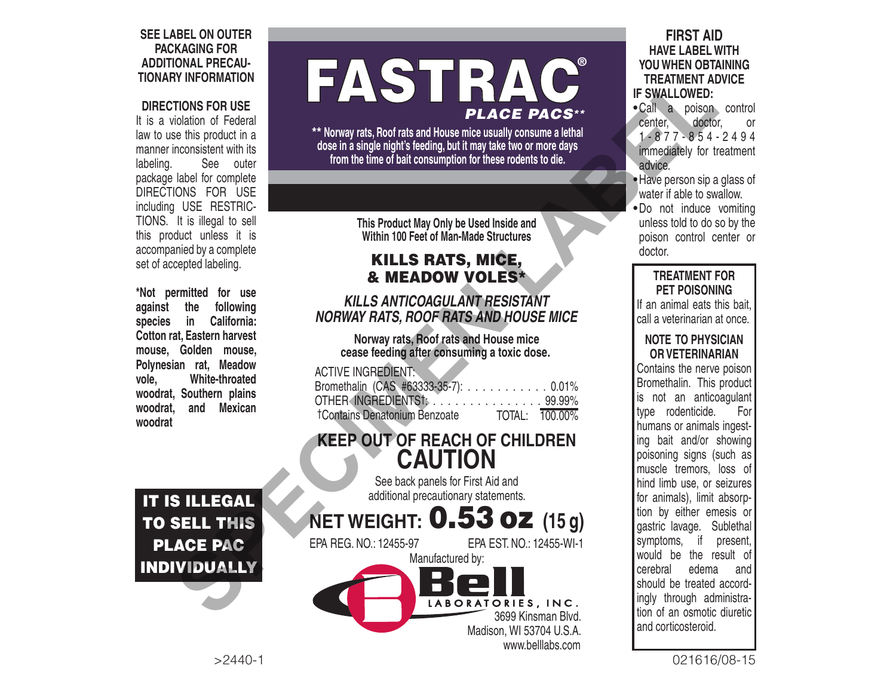**SEE LABEL ON OUTER PACKAGING FOR ADDITIONAL PRECAUTIONARY INFORMATION**

**DIRECTIONS FOR USE**

It is a violation of Federal law to use this product in a manner inconsistent with its labeling. See outer package label for complete DIRECTIONS FOR USE including USE RESTRICTIONS. It is illegal to sell this product unless it is accompanied by a complete set of accepted labeling.

**\*Not permitted for use against the following species in California: Cotton rat, Eastern harvest mouse, Golden mouse, Polynesian rat, Meadow vole, White-throated woodrat, Southern plains woodrat, and Mexican woodrat**

**IT IS ILLEGAL TO SELL THIS PLACE PAC INDIVIDUALLY**

# FASTRAC®

## *PLACE PACS\*\**

**\*\* Norway rats, Roof rats and House mice usually consume a lethal dose in a single night's feeding, but it may take two or more days from the time of bait consumption for these rodents to die.**

**This Product May Only be Used Inside and Within 100 Feet of Man-Made Structures**

## KILLS RATS, MICE, & MEADOW VOLES\*

***KILLS ANTICOAGULANT RESISTANT NORWAY RATS, ROOF RATS AND HOUSE MICE***

**Norway rats, Roof rats and House mice cease feeding after consuming a toxic dose.**

| | |
|---|---|
| ACTIVE INGREDIENT: | |
| Bromethalin (CAS #63333-35-7): | 0.01% |
| OTHER INGREDIENTS†: | 99.99% |
| †Contains Denatonium Benzoate TOTAL: | 100.00% |

## KEEP OUT OF REACH OF CHILDREN
## CAUTION

See back panels for First Aid and additional precautionary statements.

**NET WEIGHT: 0.53 oz (15 g)**

EPA REG. NO.: 12455-97 EPA EST. NO.: 12455-WI-1

Manufactured by:

Bell LABORATORIES, INC.
3699 Kinsman Blvd.
Madison, WI 53704 U.S.A.
www.belllabs.com

## FIRST AID

**HAVE LABEL WITH YOU WHEN OBTAINING TREATMENT ADVICE**

**IF SWALLOWED:**

- Call a poison control center, doctor, or 1-877-854-2494 immediately for treatment advice.
- Have person sip a glass of water if able to swallow.
- Do not induce vomiting unless told to do so by the poison control center or doctor.

**TREATMENT FOR PET POISONING**

If an animal eats this bait, call a veterinarian at once.

**NOTE TO PHYSICIAN OR VETERINARIAN**

Contains the nerve poison Bromethalin. This product is not an anticoagulant type rodenticide. For humans or animals ingesting bait and/or showing poisoning signs (such as muscle tremors, loss of hind limb use, or seizures for animals), limit absorption by either emesis or gastric lavage. Sublethal symptoms, if present, would be the result of cerebral edema and should be treated accordingly through administration of an osmotic diuretic and corticosteroid.

SPECIMEN LABEL

>2440-1

021616/08-15